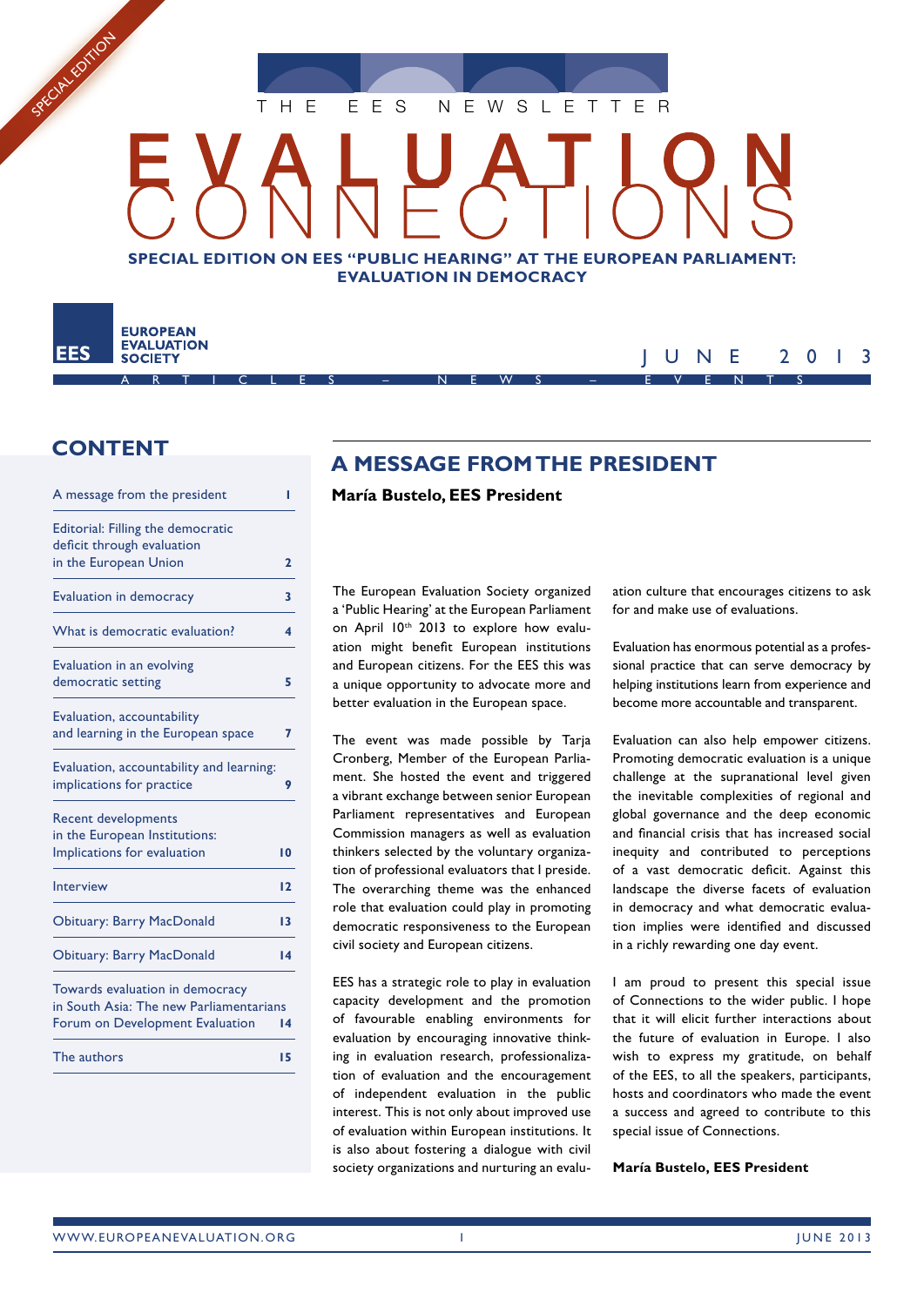SPECIAL EDITION

THE EES NEWSLETTER

# EVALUATION CONNECTIONS

**SPECIAL EDITION ON EES "PUBLIC HEARING" AT THE EUROPEAN PARLIAMENT: EVALUATION IN DEMOCRACY**

EES EUROPEAN EVALUATION SOCIETY

JUNE 2013

ARTICLES – NEWS – EVENTS

## CONTENT

| | |
|---|---|
| A message from the president | 1 |
| Editorial: Filling the democratic deficit through evaluation in the European Union | 2 |
| Evaluation in democracy | 3 |
| What is democratic evaluation? | 4 |
| Evaluation in an evolving democratic setting | 5 |
| Evaluation, accountability and learning in the European space | 7 |
| Evaluation, accountability and learning: implications for practice | 9 |
| Recent developments in the European Institutions: Implications for evaluation | 10 |
| Interview | 12 |
| Obituary: Barry MacDonald | 13 |
| Obituary: Barry MacDonald | 14 |
| Towards evaluation in democracy in South Asia: The new Parliamentarians Forum on Development Evaluation | 14 |
| The authors | 15 |

## A MESSAGE FROM THE PRESIDENT

**María Bustelo, EES President**

The European Evaluation Society organized a 'Public Hearing' at the European Parliament on April 10th 2013 to explore how evaluation might benefit European institutions and European citizens. For the EES this was a unique opportunity to advocate more and better evaluation in the European space.

The event was made possible by Tarja Cronberg, Member of the European Parliament. She hosted the event and triggered a vibrant exchange between senior European Parliament representatives and European Commission managers as well as evaluation thinkers selected by the voluntary organization of professional evaluators that I preside. The overarching theme was the enhanced role that evaluation could play in promoting democratic responsiveness to the European civil society and European citizens.

EES has a strategic role to play in evaluation capacity development and the promotion of favourable enabling environments for evaluation by encouraging innovative thinking in evaluation research, professionalization of evaluation and the encouragement of independent evaluation in the public interest. This is not only about improved use of evaluation within European institutions. It is also about fostering a dialogue with civil society organizations and nurturing an evaluation culture that encourages citizens to ask for and make use of evaluations.

Evaluation has enormous potential as a professional practice that can serve democracy by helping institutions learn from experience and become more accountable and transparent.

Evaluation can also help empower citizens. Promoting democratic evaluation is a unique challenge at the supranational level given the inevitable complexities of regional and global governance and the deep economic and financial crisis that has increased social inequity and contributed to perceptions of a vast democratic deficit. Against this landscape the diverse facets of evaluation in democracy and what democratic evaluation implies were identified and discussed in a richly rewarding one day event.

I am proud to present this special issue of Connections to the wider public. I hope that it will elicit further interactions about the future of evaluation in Europe. I also wish to express my gratitude, on behalf of the EES, to all the speakers, participants, hosts and coordinators who made the event a success and agreed to contribute to this special issue of Connections.

**María Bustelo, EES President**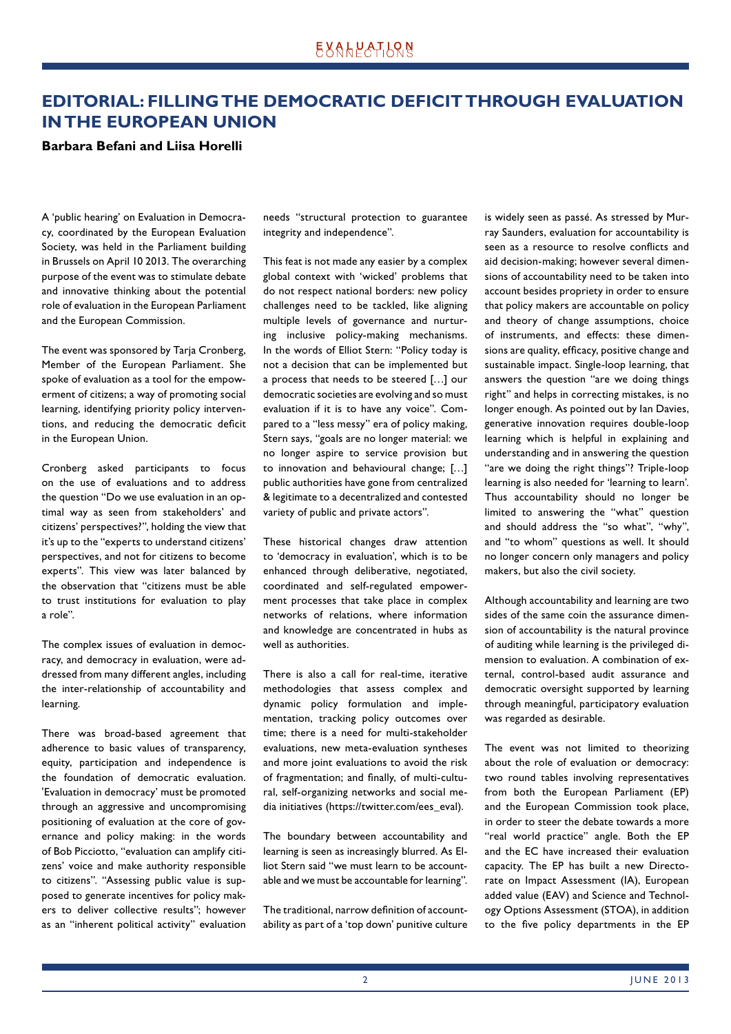# EDITORIAL: FILLING THE DEMOCRATIC DEFICIT THROUGH EVALUATION IN THE EUROPEAN UNION

**Barbara Befani and Liisa Horelli**

A 'public hearing' on Evaluation in Democracy, coordinated by the European Evaluation Society, was held in the Parliament building in Brussels on April 10 2013. The overarching purpose of the event was to stimulate debate and innovative thinking about the potential role of evaluation in the European Parliament and the European Commission.

The event was sponsored by Tarja Cronberg, Member of the European Parliament. She spoke of evaluation as a tool for the empowerment of citizens; a way of promoting social learning, identifying priority policy interventions, and reducing the democratic deficit in the European Union.

Cronberg asked participants to focus on the use of evaluations and to address the question "Do we use evaluation in an optimal way as seen from stakeholders' and citizens' perspectives?", holding the view that it's up to the "experts to understand citizens' perspectives, and not for citizens to become experts". This view was later balanced by the observation that "citizens must be able to trust institutions for evaluation to play a role".

The complex issues of evaluation in democracy, and democracy in evaluation, were addressed from many different angles, including the inter-relationship of accountability and learning.

There was broad-based agreement that adherence to basic values of transparency, equity, participation and independence is the foundation of democratic evaluation. 'Evaluation in democracy' must be promoted through an aggressive and uncompromising positioning of evaluation at the core of governance and policy making: in the words of Bob Picciotto, "evaluation can amplify citizens' voice and make authority responsible to citizens". "Assessing public value is supposed to generate incentives for policy makers to deliver collective results"; however as an "inherent political activity" evaluation needs "structural protection to guarantee integrity and independence".

This feat is not made any easier by a complex global context with 'wicked' problems that do not respect national borders: new policy challenges need to be tackled, like aligning multiple levels of governance and nurturing inclusive policy-making mechanisms. In the words of Elliot Stern: "Policy today is not a decision that can be implemented but a process that needs to be steered […] our democratic societies are evolving and so must evaluation if it is to have any voice". Compared to a "less messy" era of policy making, Stern says, "goals are no longer material: we no longer aspire to service provision but to innovation and behavioural change; […] public authorities have gone from centralized & legitimate to a decentralized and contested variety of public and private actors".

These historical changes draw attention to 'democracy in evaluation', which is to be enhanced through deliberative, negotiated, coordinated and self-regulated empowerment processes that take place in complex networks of relations, where information and knowledge are concentrated in hubs as well as authorities.

There is also a call for real-time, iterative methodologies that assess complex and dynamic policy formulation and implementation, tracking policy outcomes over time; there is a need for multi-stakeholder evaluations, new meta-evaluation syntheses and more joint evaluations to avoid the risk of fragmentation; and finally, of multi-cultural, self-organizing networks and social media initiatives (https://twitter.com/ees_eval).

The boundary between accountability and learning is seen as increasingly blurred. As Elliot Stern said "we must learn to be accountable and we must be accountable for learning".

The traditional, narrow definition of accountability as part of a 'top down' punitive culture is widely seen as passé. As stressed by Murray Saunders, evaluation for accountability is seen as a resource to resolve conflicts and aid decision-making; however several dimensions of accountability need to be taken into account besides propriety in order to ensure that policy makers are accountable on policy and theory of change assumptions, choice of instruments, and effects: these dimensions are quality, efficacy, positive change and sustainable impact. Single-loop learning, that answers the question "are we doing things right" and helps in correcting mistakes, is no longer enough. As pointed out by Ian Davies, generative innovation requires double-loop learning which is helpful in explaining and understanding and in answering the question "are we doing the right things"? Triple-loop learning is also needed for 'learning to learn'. Thus accountability should no longer be limited to answering the "what" question and should address the "so what", "why", and "to whom" questions as well. It should no longer concern only managers and policy makers, but also the civil society.

Although accountability and learning are two sides of the same coin the assurance dimension of accountability is the natural province of auditing while learning is the privileged dimension to evaluation. A combination of external, control-based audit assurance and democratic oversight supported by learning through meaningful, participatory evaluation was regarded as desirable.

The event was not limited to theorizing about the role of evaluation or democracy: two round tables involving representatives from both the European Parliament (EP) and the European Commission took place, in order to steer the debate towards a more "real world practice" angle. Both the EP and the EC have increased their evaluation capacity. The EP has built a new Directorate on Impact Assessment (IA), European added value (EAV) and Science and Technology Options Assessment (STOA), in addition to the five policy departments in the EP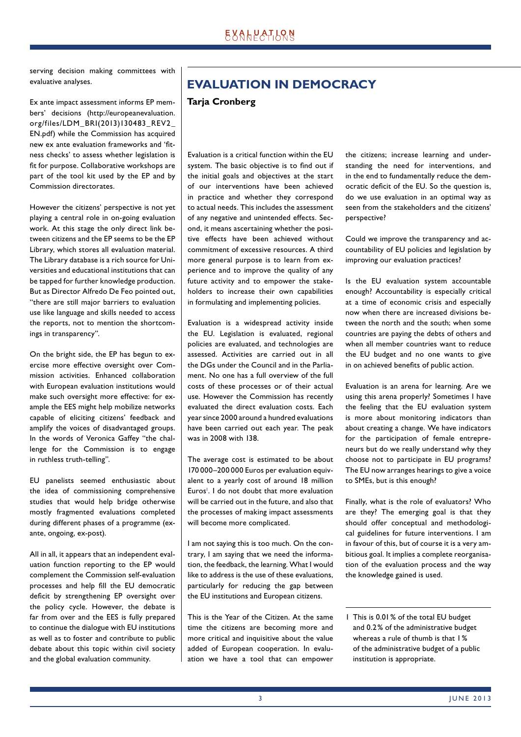serving decision making committees with evaluative analyses.

Ex ante impact assessment informs EP members' decisions (http://europeanevaluation.org/files/LDM_BRI(2013)130483_REV2_EN.pdf) while the Commission has acquired new ex ante evaluation frameworks and 'fitness checks' to assess whether legislation is fit for purpose. Collaborative workshops are part of the tool kit used by the EP and by Commission directorates.

However the citizens' perspective is not yet playing a central role in on-going evaluation work. At this stage the only direct link between citizens and the EP seems to be the EP Library, which stores all evaluation material. The Library database is a rich source for Universities and educational institutions that can be tapped for further knowledge production. But as Director Alfredo De Feo pointed out, "there are still major barriers to evaluation use like language and skills needed to access the reports, not to mention the shortcomings in transparency".

On the bright side, the EP has begun to exercise more effective oversight over Commission activities. Enhanced collaboration with European evaluation institutions would make such oversight more effective: for example the EES might help mobilize networks capable of eliciting citizens' feedback and amplify the voices of disadvantaged groups. In the words of Veronica Gaffey "the challenge for the Commission is to engage in ruthless truth-telling".

EU panelists seemed enthusiastic about the idea of commissioning comprehensive studies that would help bridge otherwise mostly fragmented evaluations completed during different phases of a programme (ex-ante, ongoing, ex-post).

All in all, it appears that an independent evaluation function reporting to the EP would complement the Commission self-evaluation processes and help fill the EU democratic deficit by strengthening EP oversight over the policy cycle. However, the debate is far from over and the EES is fully prepared to continue the dialogue with EU institutions as well as to foster and contribute to public debate about this topic within civil society and the global evaluation community.

# EVALUATION IN DEMOCRACY

**Tarja Cronberg**

Evaluation is a critical function within the EU system. The basic objective is to find out if the initial goals and objectives at the start of our interventions have been achieved in practice and whether they correspond to actual needs. This includes the assessment of any negative and unintended effects. Second, it means ascertaining whether the positive effects have been achieved without commitment of excessive resources. A third more general purpose is to learn from experience and to improve the quality of any future activity and to empower the stakeholders to increase their own capabilities in formulating and implementing policies.

Evaluation is a widespread activity inside the EU. Legislation is evaluated, regional policies are evaluated, and technologies are assessed. Activities are carried out in all the DGs under the Council and in the Parliament. No one has a full overview of the full costs of these processes or of their actual use. However the Commission has recently evaluated the direct evaluation costs. Each year since 2000 around a hundred evaluations have been carried out each year. The peak was in 2008 with 138.

The average cost is estimated to be about 170 000–200 000 Euros per evaluation equivalent to a yearly cost of around 18 million Euros[1]. I do not doubt that more evaluation will be carried out in the future, and also that the processes of making impact assessments will become more complicated.

I am not saying this is too much. On the contrary, I am saying that we need the information, the feedback, the learning. What I would like to address is the use of these evaluations, particularly for reducing the gap between the EU institutions and European citizens.

This is the Year of the Citizen. At the same time the citizens are becoming more and more critical and inquisitive about the value added of European cooperation. In evaluation we have a tool that can empower the citizens; increase learning and understanding the need for interventions, and in the end to fundamentally reduce the democratic deficit of the EU. So the question is, do we use evaluation in an optimal way as seen from the stakeholders and the citizens' perspective?

Could we improve the transparency and accountability of EU policies and legislation by improving our evaluation practices?

Is the EU evaluation system accountable enough? Accountability is especially critical at a time of economic crisis and especially now when there are increased divisions between the north and the south; when some countries are paying the debts of others and when all member countries want to reduce the EU budget and no one wants to give in on achieved benefits of public action.

Evaluation is an arena for learning. Are we using this arena properly? Sometimes I have the feeling that the EU evaluation system is more about monitoring indicators than about creating a change. We have indicators for the participation of female entrepreneurs but do we really understand why they choose not to participate in EU programs? The EU now arranges hearings to give a voice to SMEs, but is this enough?

Finally, what is the role of evaluators? Who are they? The emerging goal is that they should offer conceptual and methodological guidelines for future interventions. I am in favour of this, but of course it is a very ambitious goal. It implies a complete reorganisation of the evaluation process and the way the knowledge gained is used.

---

1 This is 0.01 % of the total EU budget and 0.2 % of the administrative budget whereas a rule of thumb is that 1 % of the administrative budget of a public institution is appropriate.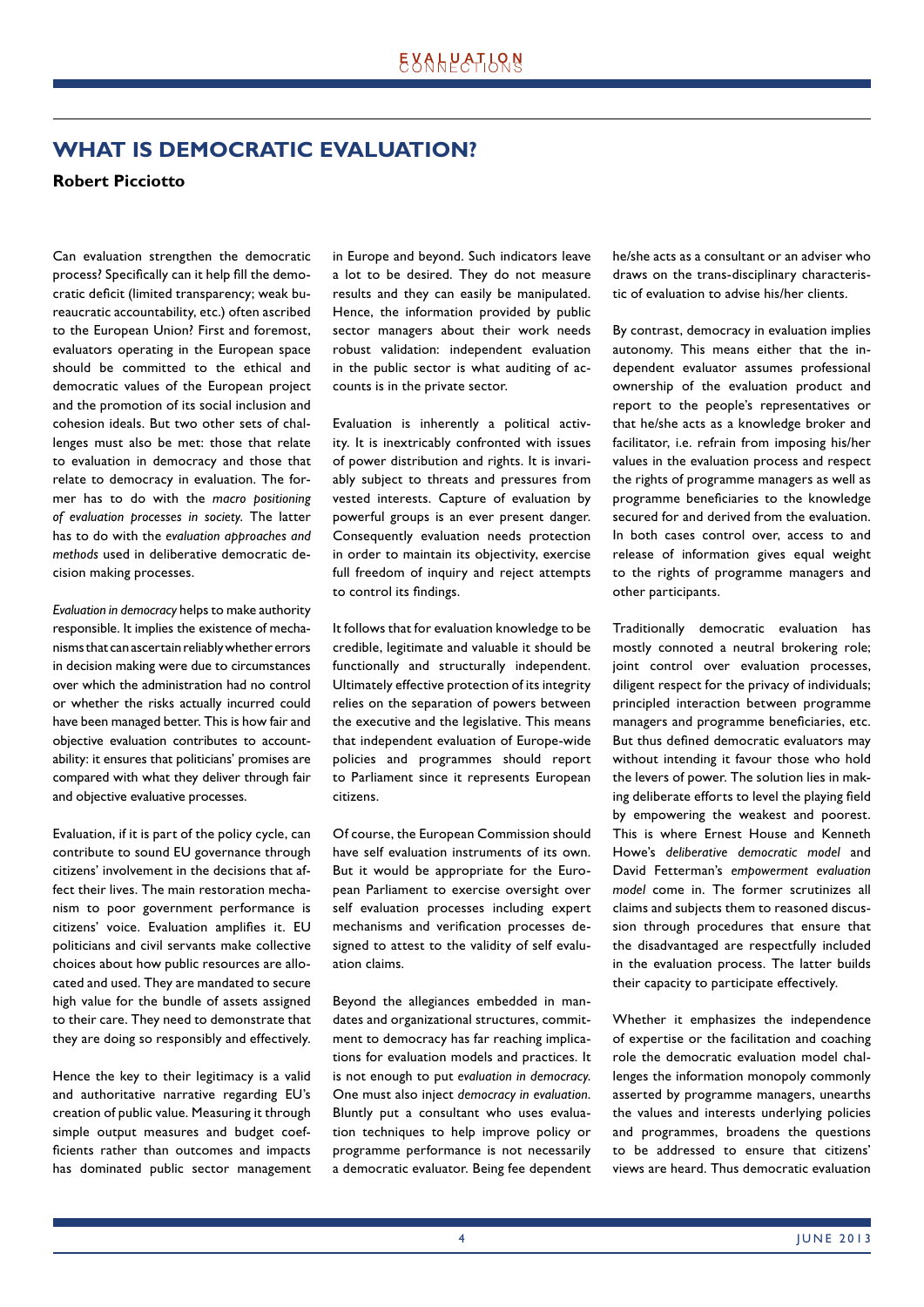## WHAT IS DEMOCRATIC EVALUATION?

**Robert Picciotto**

Can evaluation strengthen the democratic process? Specifically can it help fill the democratic deficit (limited transparency; weak bureaucratic accountability, etc.) often ascribed to the European Union? First and foremost, evaluators operating in the European space should be committed to the ethical and democratic values of the European project and the promotion of its social inclusion and cohesion ideals. But two other sets of challenges must also be met: those that relate to evaluation in democracy and those that relate to democracy in evaluation. The former has to do with the *macro positioning of evaluation processes in society.* The latter has to do with the *evaluation approaches and methods* used in deliberative democratic decision making processes.

*Evaluation in democracy* helps to make authority responsible. It implies the existence of mechanisms that can ascertain reliably whether errors in decision making were due to circumstances over which the administration had no control or whether the risks actually incurred could have been managed better. This is how fair and objective evaluation contributes to accountability: it ensures that politicians' promises are compared with what they deliver through fair and objective evaluative processes.

Evaluation, if it is part of the policy cycle, can contribute to sound EU governance through citizens' involvement in the decisions that affect their lives. The main restoration mechanism to poor government performance is citizens' voice. Evaluation amplifies it. EU politicians and civil servants make collective choices about how public resources are allocated and used. They are mandated to secure high value for the bundle of assets assigned to their care. They need to demonstrate that they are doing so responsibly and effectively.

Hence the key to their legitimacy is a valid and authoritative narrative regarding EU's creation of public value. Measuring it through simple output measures and budget coefficients rather than outcomes and impacts has dominated public sector management in Europe and beyond. Such indicators leave a lot to be desired. They do not measure results and they can easily be manipulated. Hence, the information provided by public sector managers about their work needs robust validation: independent evaluation in the public sector is what auditing of accounts is in the private sector.

Evaluation is inherently a political activity. It is inextricably confronted with issues of power distribution and rights. It is invariably subject to threats and pressures from vested interests. Capture of evaluation by powerful groups is an ever present danger. Consequently evaluation needs protection in order to maintain its objectivity, exercise full freedom of inquiry and reject attempts to control its findings.

It follows that for evaluation knowledge to be credible, legitimate and valuable it should be functionally and structurally independent. Ultimately effective protection of its integrity relies on the separation of powers between the executive and the legislative. This means that independent evaluation of Europe-wide policies and programmes should report to Parliament since it represents European citizens.

Of course, the European Commission should have self evaluation instruments of its own. But it would be appropriate for the European Parliament to exercise oversight over self evaluation processes including expert mechanisms and verification processes designed to attest to the validity of self evaluation claims.

Beyond the allegiances embedded in mandates and organizational structures, commitment to democracy has far reaching implications for evaluation models and practices. It is not enough to put *evaluation in democracy.* One must also inject *democracy in evaluation.* Bluntly put a consultant who uses evaluation techniques to help improve policy or programme performance is not necessarily a democratic evaluator. Being fee dependent he/she acts as a consultant or an adviser who draws on the trans-disciplinary characteristic of evaluation to advise his/her clients.

By contrast, democracy in evaluation implies autonomy. This means either that the independent evaluator assumes professional ownership of the evaluation product and report to the people's representatives or that he/she acts as a knowledge broker and facilitator, i.e. refrain from imposing his/her values in the evaluation process and respect the rights of programme managers as well as programme beneficiaries to the knowledge secured for and derived from the evaluation. In both cases control over, access to and release of information gives equal weight to the rights of programme managers and other participants.

Traditionally democratic evaluation has mostly connoted a neutral brokering role; joint control over evaluation processes, diligent respect for the privacy of individuals; principled interaction between programme managers and programme beneficiaries, etc. But thus defined democratic evaluators may without intending it favour those who hold the levers of power. The solution lies in making deliberate efforts to level the playing field by empowering the weakest and poorest. This is where Ernest House and Kenneth Howe's *deliberative democratic model* and David Fetterman's *empowerment evaluation model* come in. The former scrutinizes all claims and subjects them to reasoned discussion through procedures that ensure that the disadvantaged are respectfully included in the evaluation process. The latter builds their capacity to participate effectively.

Whether it emphasizes the independence of expertise or the facilitation and coaching role the democratic evaluation model challenges the information monopoly commonly asserted by programme managers, unearths the values and interests underlying policies and programmes, broadens the questions to be addressed to ensure that citizens' views are heard. Thus democratic evaluation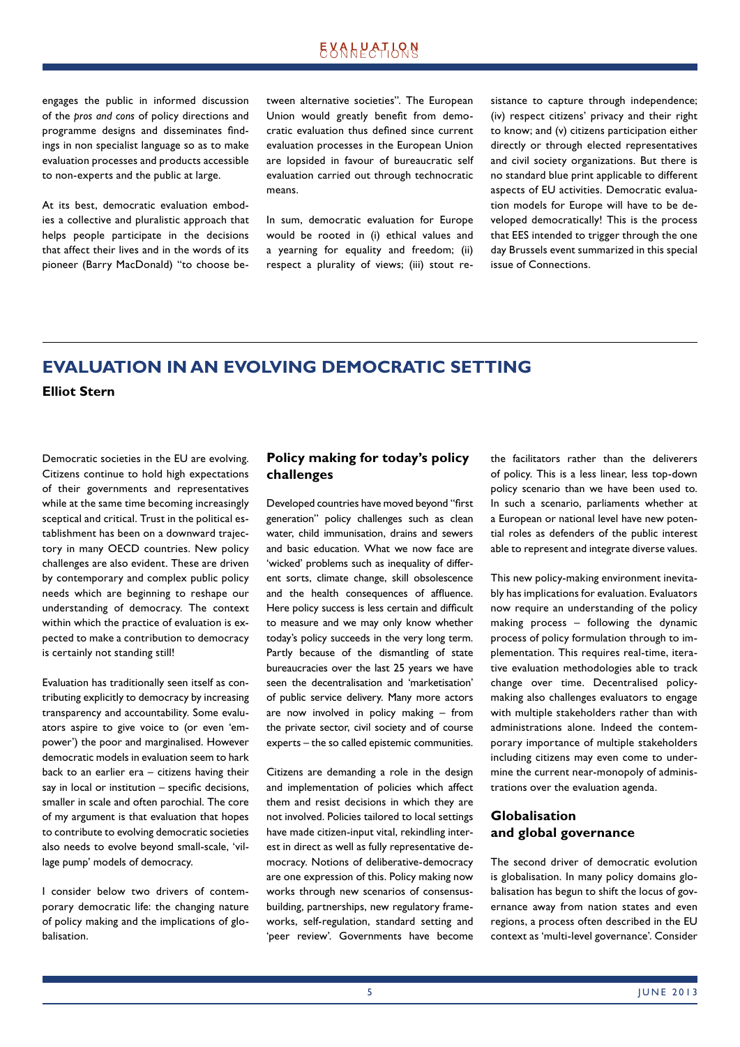engages the public in informed discussion of the *pros and cons* of policy directions and programme designs and disseminates findings in non specialist language so as to make evaluation processes and products accessible to non-experts and the public at large.

At its best, democratic evaluation embodies a collective and pluralistic approach that helps people participate in the decisions that affect their lives and in the words of its pioneer (Barry MacDonald) "to choose between alternative societies". The European Union would greatly benefit from democratic evaluation thus defined since current evaluation processes in the European Union are lopsided in favour of bureaucratic self evaluation carried out through technocratic means.

In sum, democratic evaluation for Europe would be rooted in (i) ethical values and a yearning for equality and freedom; (ii) respect a plurality of views; (iii) stout resistance to capture through independence; (iv) respect citizens' privacy and their right to know; and (v) citizens participation either directly or through elected representatives and civil society organizations. But there is no standard blue print applicable to different aspects of EU activities. Democratic evaluation models for Europe will have to be developed democratically! This is the process that EES intended to trigger through the one day Brussels event summarized in this special issue of Connections.

# EVALUATION IN AN EVOLVING DEMOCRATIC SETTING

**Elliot Stern**

Democratic societies in the EU are evolving. Citizens continue to hold high expectations of their governments and representatives while at the same time becoming increasingly sceptical and critical. Trust in the political establishment has been on a downward trajectory in many OECD countries. New policy challenges are also evident. These are driven by contemporary and complex public policy needs which are beginning to reshape our understanding of democracy. The context within which the practice of evaluation is expected to make a contribution to democracy is certainly not standing still!

Evaluation has traditionally seen itself as contributing explicitly to democracy by increasing transparency and accountability. Some evaluators aspire to give voice to (or even 'empower') the poor and marginalised. However democratic models in evaluation seem to hark back to an earlier era – citizens having their say in local or institution – specific decisions, smaller in scale and often parochial. The core of my argument is that evaluation that hopes to contribute to evolving democratic societies also needs to evolve beyond small-scale, 'village pump' models of democracy.

I consider below two drivers of contemporary democratic life: the changing nature of policy making and the implications of globalisation.

## Policy making for today's policy challenges

Developed countries have moved beyond "first generation" policy challenges such as clean water, child immunisation, drains and sewers and basic education. What we now face are 'wicked' problems such as inequality of different sorts, climate change, skill obsolescence and the health consequences of affluence. Here policy success is less certain and difficult to measure and we may only know whether today's policy succeeds in the very long term. Partly because of the dismantling of state bureaucracies over the last 25 years we have seen the decentralisation and 'marketisation' of public service delivery. Many more actors are now involved in policy making – from the private sector, civil society and of course experts – the so called epistemic communities.

Citizens are demanding a role in the design and implementation of policies which affect them and resist decisions in which they are not involved. Policies tailored to local settings have made citizen-input vital, rekindling interest in direct as well as fully representative democracy. Notions of deliberative-democracy are one expression of this. Policy making now works through new scenarios of consensus-building, partnerships, new regulatory frameworks, self-regulation, standard setting and 'peer review'. Governments have become the facilitators rather than the deliverers of policy. This is a less linear, less top-down policy scenario than we have been used to. In such a scenario, parliaments whether at a European or national level have new potential roles as defenders of the public interest able to represent and integrate diverse values.

This new policy-making environment inevitably has implications for evaluation. Evaluators now require an understanding of the policy making process – following the dynamic process of policy formulation through to implementation. This requires real-time, iterative evaluation methodologies able to track change over time. Decentralised policy-making also challenges evaluators to engage with multiple stakeholders rather than with administrations alone. Indeed the contemporary importance of multiple stakeholders including citizens may even come to undermine the current near-monopoly of administrations over the evaluation agenda.

## Globalisation and global governance

The second driver of democratic evolution is globalisation. In many policy domains globalisation has begun to shift the locus of governance away from nation states and even regions, a process often described in the EU context as 'multi-level governance'. Consider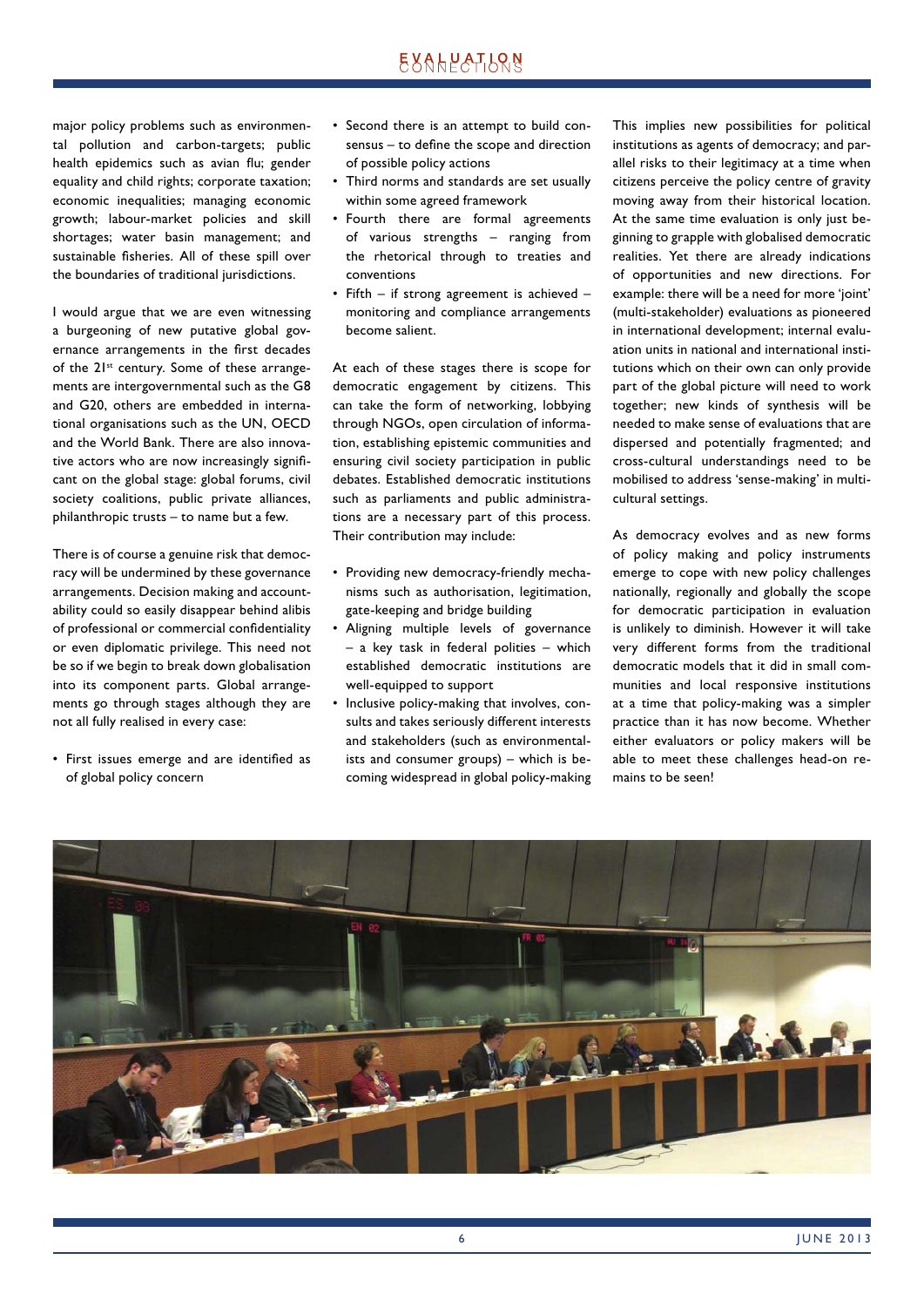major policy problems such as environmental pollution and carbon-targets; public health epidemics such as avian flu; gender equality and child rights; corporate taxation; economic inequalities; managing economic growth; labour-market policies and skill shortages; water basin management; and sustainable fisheries. All of these spill over the boundaries of traditional jurisdictions.

I would argue that we are even witnessing a burgeoning of new putative global governance arrangements in the first decades of the 21st century. Some of these arrangements are intergovernmental such as the G8 and G20, others are embedded in international organisations such as the UN, OECD and the World Bank. There are also innovative actors who are now increasingly significant on the global stage: global forums, civil society coalitions, public private alliances, philanthropic trusts – to name but a few.

There is of course a genuine risk that democracy will be undermined by these governance arrangements. Decision making and accountability could so easily disappear behind alibis of professional or commercial confidentiality or even diplomatic privilege. This need not be so if we begin to break down globalisation into its component parts. Global arrangements go through stages although they are not all fully realised in every case:

- First issues emerge and are identified as of global policy concern
- Second there is an attempt to build consensus – to define the scope and direction of possible policy actions
- Third norms and standards are set usually within some agreed framework
- Fourth there are formal agreements of various strengths – ranging from the rhetorical through to treaties and conventions
- Fifth – if strong agreement is achieved – monitoring and compliance arrangements become salient.

At each of these stages there is scope for democratic engagement by citizens. This can take the form of networking, lobbying through NGOs, open circulation of information, establishing epistemic communities and ensuring civil society participation in public debates. Established democratic institutions such as parliaments and public administrations are a necessary part of this process. Their contribution may include:

- Providing new democracy-friendly mechanisms such as authorisation, legitimation, gate-keeping and bridge building
- Aligning multiple levels of governance – a key task in federal polities – which established democratic institutions are well-equipped to support
- Inclusive policy-making that involves, consults and takes seriously different interests and stakeholders (such as environmentalists and consumer groups) – which is becoming widespread in global policy-making

This implies new possibilities for political institutions as agents of democracy; and parallel risks to their legitimacy at a time when citizens perceive the policy centre of gravity moving away from their historical location. At the same time evaluation is only just beginning to grapple with globalised democratic realities. Yet there are already indications of opportunities and new directions. For example: there will be a need for more 'joint' (multi-stakeholder) evaluations as pioneered in international development; internal evaluation units in national and international institutions which on their own can only provide part of the global picture will need to work together; new kinds of synthesis will be needed to make sense of evaluations that are dispersed and potentially fragmented; and cross-cultural understandings need to be mobilised to address 'sense-making' in multicultural settings.

As democracy evolves and as new forms of policy making and policy instruments emerge to cope with new policy challenges nationally, regionally and globally the scope for democratic participation in evaluation is unlikely to diminish. However it will take very different forms from the traditional democratic models that it did in small communities and local responsive institutions at a time that policy-making was a simpler practice than it has now become. Whether either evaluators or policy makers will be able to meet these challenges head-on remains to be seen!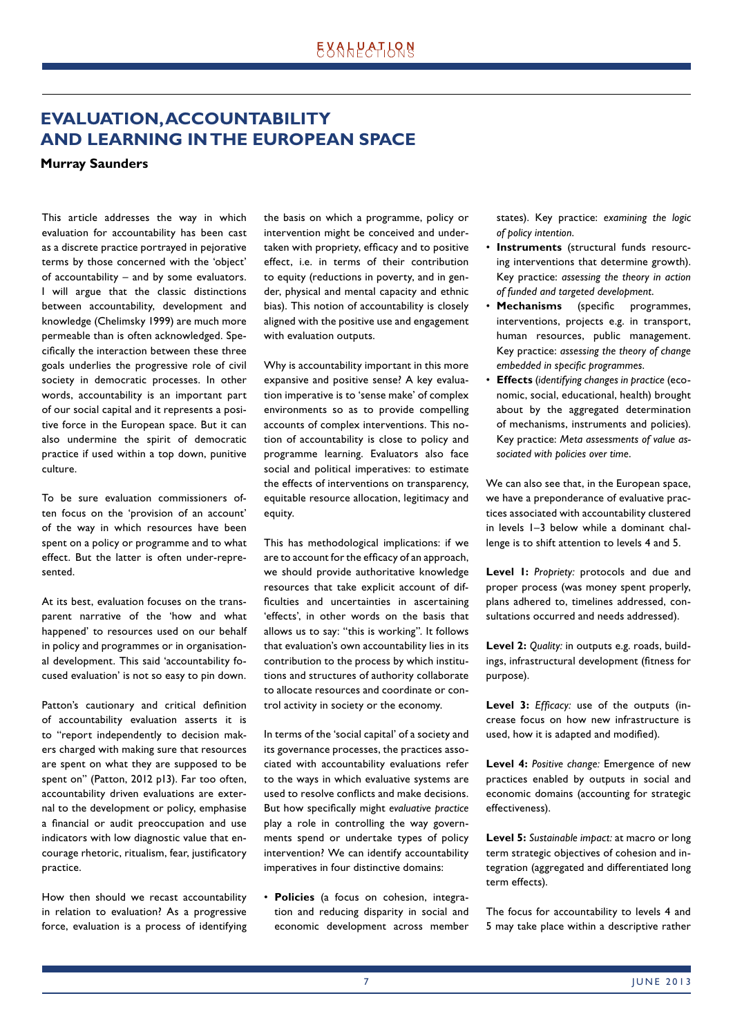# EVALUATION, ACCOUNTABILITY AND LEARNING IN THE EUROPEAN SPACE

**Murray Saunders**

This article addresses the way in which evaluation for accountability has been cast as a discrete practice portrayed in pejorative terms by those concerned with the 'object' of accountability – and by some evaluators. I will argue that the classic distinctions between accountability, development and knowledge (Chelimsky 1999) are much more permeable than is often acknowledged. Specifically the interaction between these three goals underlies the progressive role of civil society in democratic processes. In other words, accountability is an important part of our social capital and it represents a positive force in the European space. But it can also undermine the spirit of democratic practice if used within a top down, punitive culture.

To be sure evaluation commissioners often focus on the 'provision of an account' of the way in which resources have been spent on a policy or programme and to what effect. But the latter is often under-represented.

At its best, evaluation focuses on the transparent narrative of the 'how and what happened' to resources used on our behalf in policy and programmes or in organisational development. This said 'accountability focused evaluation' is not so easy to pin down.

Patton's cautionary and critical definition of accountability evaluation asserts it is to "report independently to decision makers charged with making sure that resources are spent on what they are supposed to be spent on" (Patton, 2012 p13). Far too often, accountability driven evaluations are external to the development or policy, emphasise a financial or audit preoccupation and use indicators with low diagnostic value that encourage rhetoric, ritualism, fear, justificatory practice.

How then should we recast accountability in relation to evaluation? As a progressive force, evaluation is a process of identifying the basis on which a programme, policy or intervention might be conceived and undertaken with propriety, efficacy and to positive effect, i.e. in terms of their contribution to equity (reductions in poverty, and in gender, physical and mental capacity and ethnic bias). This notion of accountability is closely aligned with the positive use and engagement with evaluation outputs.

Why is accountability important in this more expansive and positive sense? A key evaluation imperative is to 'sense make' of complex environments so as to provide compelling accounts of complex interventions. This notion of accountability is close to policy and programme learning. Evaluators also face social and political imperatives: to estimate the effects of interventions on transparency, equitable resource allocation, legitimacy and equity.

This has methodological implications: if we are to account for the efficacy of an approach, we should provide authoritative knowledge resources that take explicit account of difficulties and uncertainties in ascertaining 'effects', in other words on the basis that allows us to say: "this is working". It follows that evaluation's own accountability lies in its contribution to the process by which institutions and structures of authority collaborate to allocate resources and coordinate or control activity in society or the economy.

In terms of the 'social capital' of a society and its governance processes, the practices associated with accountability evaluations refer to the ways in which evaluative systems are used to resolve conflicts and make decisions. But how specifically might *evaluative practice* play a role in controlling the way governments spend or undertake types of policy intervention? We can identify accountability imperatives in four distinctive domains:

- **Policies** (a focus on cohesion, integration and reducing disparity in social and economic development across member states). Key practice: *examining the logic of policy intention*.
- **Instruments** (structural funds resourcing interventions that determine growth). Key practice: *assessing the theory in action of funded and targeted development*.
- **Mechanisms** (specific programmes, interventions, projects e.g. in transport, human resources, public management. Key practice: *assessing the theory of change embedded in specific programmes*.
- **Effects** (*identifying changes in practice* (economic, social, educational, health) brought about by the aggregated determination of mechanisms, instruments and policies). Key practice: *Meta assessments of value associated with policies over time*.

We can also see that, in the European space, we have a preponderance of evaluative practices associated with accountability clustered in levels 1–3 below while a dominant challenge is to shift attention to levels 4 and 5.

**Level 1:** *Propriety:* protocols and due and proper process (was money spent properly, plans adhered to, timelines addressed, consultations occurred and needs addressed).

**Level 2:** *Quality:* in outputs e.g. roads, buildings, infrastructural development (fitness for purpose).

**Level 3:** *Efficacy:* use of the outputs (increase focus on how new infrastructure is used, how it is adapted and modified).

**Level 4:** *Positive change:* Emergence of new practices enabled by outputs in social and economic domains (accounting for strategic effectiveness).

**Level 5:** *Sustainable impact:* at macro or long term strategic objectives of cohesion and integration (aggregated and differentiated long term effects).

The focus for accountability to levels 4 and 5 may take place within a descriptive rather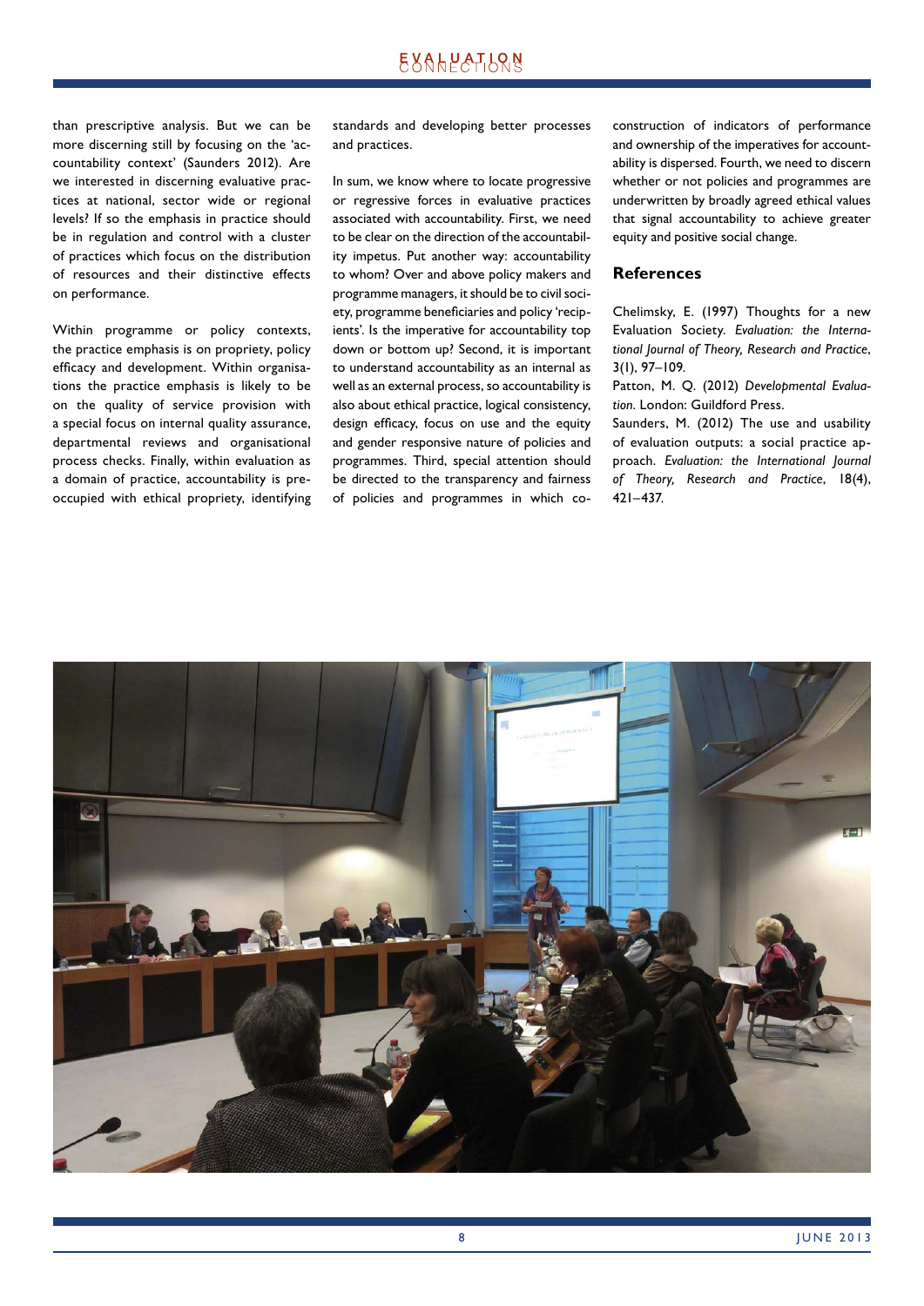than prescriptive analysis. But we can be more discerning still by focusing on the 'accountability context' (Saunders 2012). Are we interested in discerning evaluative practices at national, sector wide or regional levels? If so the emphasis in practice should be in regulation and control with a cluster of practices which focus on the distribution of resources and their distinctive effects on performance.

Within programme or policy contexts, the practice emphasis is on propriety, policy efficacy and development. Within organisations the practice emphasis is likely to be on the quality of service provision with a special focus on internal quality assurance, departmental reviews and organisational process checks. Finally, within evaluation as a domain of practice, accountability is preoccupied with ethical propriety, identifying standards and developing better processes and practices.

In sum, we know where to locate progressive or regressive forces in evaluative practices associated with accountability. First, we need to be clear on the direction of the accountability impetus. Put another way: accountability to whom? Over and above policy makers and programme managers, it should be to civil society, programme beneficiaries and policy 'recipients'. Is the imperative for accountability top down or bottom up? Second, it is important to understand accountability as an internal as well as an external process, so accountability is also about ethical practice, logical consistency, design efficacy, focus on use and the equity and gender responsive nature of policies and programmes. Third, special attention should be directed to the transparency and fairness of policies and programmes in which construction of indicators of performance and ownership of the imperatives for accountability is dispersed. Fourth, we need to discern whether or not policies and programmes are underwritten by broadly agreed ethical values that signal accountability to achieve greater equity and positive social change.

## References

Chelimsky, E. (1997) Thoughts for a new Evaluation Society. *Evaluation: the International Journal of Theory, Research and Practice*, 3(1), 97–109.

Patton, M. Q. (2012) *Developmental Evaluation.* London: Guildford Press.

Saunders, M. (2012) The use and usability of evaluation outputs: a social practice approach. *Evaluation: the International Journal of Theory, Research and Practice*, 18(4), 421–437.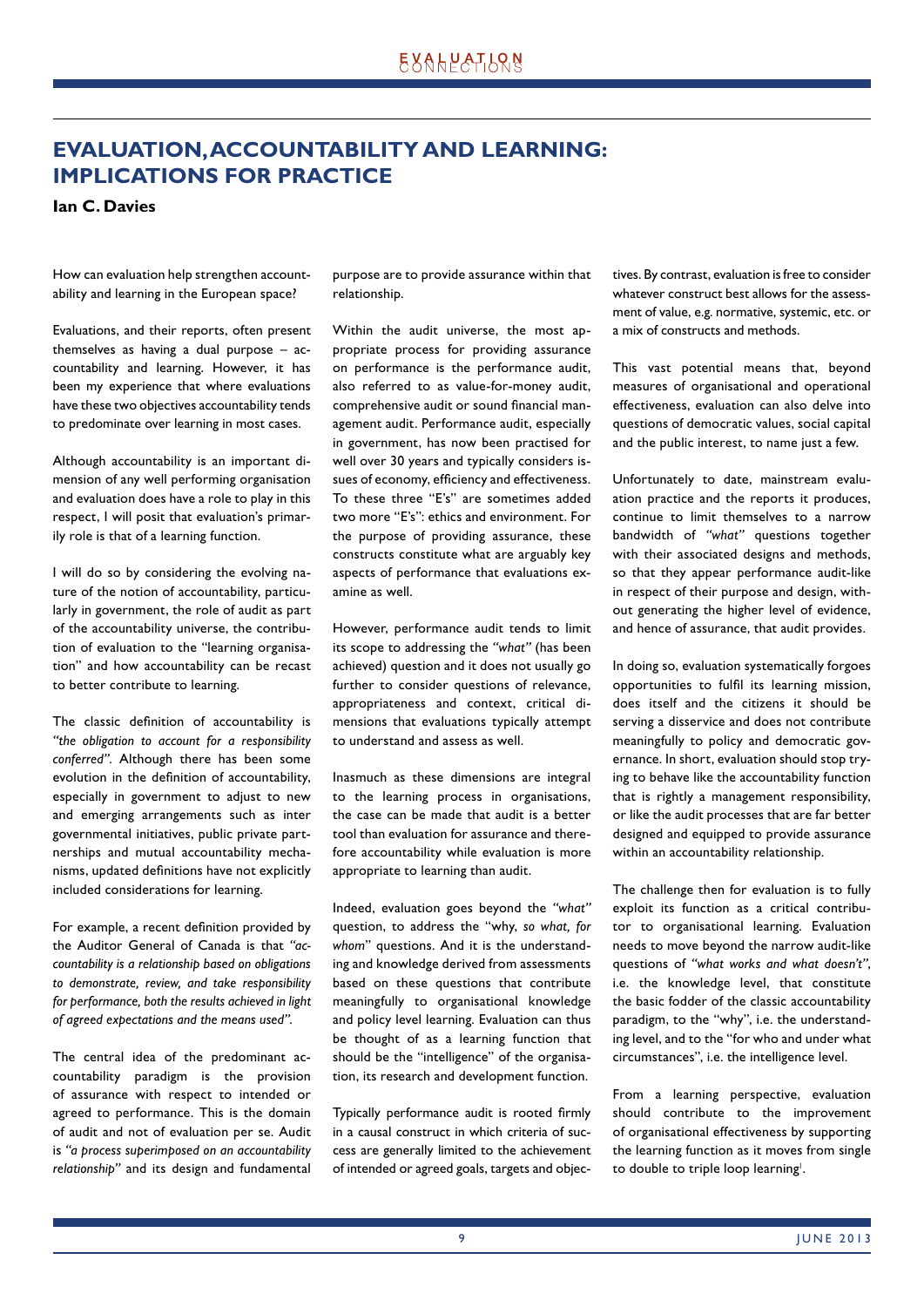# EVALUATION, ACCOUNTABILITY AND LEARNING: IMPLICATIONS FOR PRACTICE

**Ian C. Davies**

How can evaluation help strengthen accountability and learning in the European space?

Evaluations, and their reports, often present themselves as having a dual purpose – accountability and learning. However, it has been my experience that where evaluations have these two objectives accountability tends to predominate over learning in most cases.

Although accountability is an important dimension of any well performing organisation and evaluation does have a role to play in this respect, I will posit that evaluation's primarily role is that of a learning function.

I will do so by considering the evolving nature of the notion of accountability, particularly in government, the role of audit as part of the accountability universe, the contribution of evaluation to the "learning organisation" and how accountability can be recast to better contribute to learning.

The classic definition of accountability is *"the obligation to account for a responsibility conferred"*. Although there has been some evolution in the definition of accountability, especially in government to adjust to new and emerging arrangements such as inter governmental initiatives, public private partnerships and mutual accountability mechanisms, updated definitions have not explicitly included considerations for learning.

For example, a recent definition provided by the Auditor General of Canada is that *"accountability is a relationship based on obligations to demonstrate, review, and take responsibility for performance, both the results achieved in light of agreed expectations and the means used"*.

The central idea of the predominant accountability paradigm is the provision of assurance with respect to intended or agreed to performance. This is the domain of audit and not of evaluation per se. Audit is *"a process superimposed on an accountability relationship"* and its design and fundamental purpose are to provide assurance within that relationship.

Within the audit universe, the most appropriate process for providing assurance on performance is the performance audit, also referred to as value-for-money audit, comprehensive audit or sound financial management audit. Performance audit, especially in government, has now been practised for well over 30 years and typically considers issues of economy, efficiency and effectiveness. To these three "E's" are sometimes added two more "E's": ethics and environment. For the purpose of providing assurance, these constructs constitute what are arguably key aspects of performance that evaluations examine as well.

However, performance audit tends to limit its scope to addressing the *"what"* (has been achieved) question and it does not usually go further to consider questions of relevance, appropriateness and context, critical dimensions that evaluations typically attempt to understand and assess as well.

Inasmuch as these dimensions are integral to the learning process in organisations, the case can be made that audit is a better tool than evaluation for assurance and therefore accountability while evaluation is more appropriate to learning than audit.

Indeed, evaluation goes beyond the *"what"* question, to address the "why, *so what, for whom*" questions. And it is the understanding and knowledge derived from assessments based on these questions that contribute meaningfully to organisational knowledge and policy level learning. Evaluation can thus be thought of as a learning function that should be the "intelligence" of the organisation, its research and development function.

Typically performance audit is rooted firmly in a causal construct in which criteria of success are generally limited to the achievement of intended or agreed goals, targets and objectives. By contrast, evaluation is free to consider whatever construct best allows for the assessment of value, e.g. normative, systemic, etc. or a mix of constructs and methods.

This vast potential means that, beyond measures of organisational and operational effectiveness, evaluation can also delve into questions of democratic values, social capital and the public interest, to name just a few.

Unfortunately to date, mainstream evaluation practice and the reports it produces, continue to limit themselves to a narrow bandwidth of *"what"* questions together with their associated designs and methods, so that they appear performance audit-like in respect of their purpose and design, without generating the higher level of evidence, and hence of assurance, that audit provides.

In doing so, evaluation systematically forgoes opportunities to fulfil its learning mission, does itself and the citizens it should be serving a disservice and does not contribute meaningfully to policy and democratic governance. In short, evaluation should stop trying to behave like the accountability function that is rightly a management responsibility, or like the audit processes that are far better designed and equipped to provide assurance within an accountability relationship.

The challenge then for evaluation is to fully exploit its function as a critical contributor to organisational learning. Evaluation needs to move beyond the narrow audit-like questions of *"what works and what doesn't"*, i.e. the knowledge level, that constitute the basic fodder of the classic accountability paradigm, to the "why", i.e. the understanding level, and to the "for who and under what circumstances", i.e. the intelligence level.

From a learning perspective, evaluation should contribute to the improvement of organisational effectiveness by supporting the learning function as it moves from single to double to triple loop learning[1].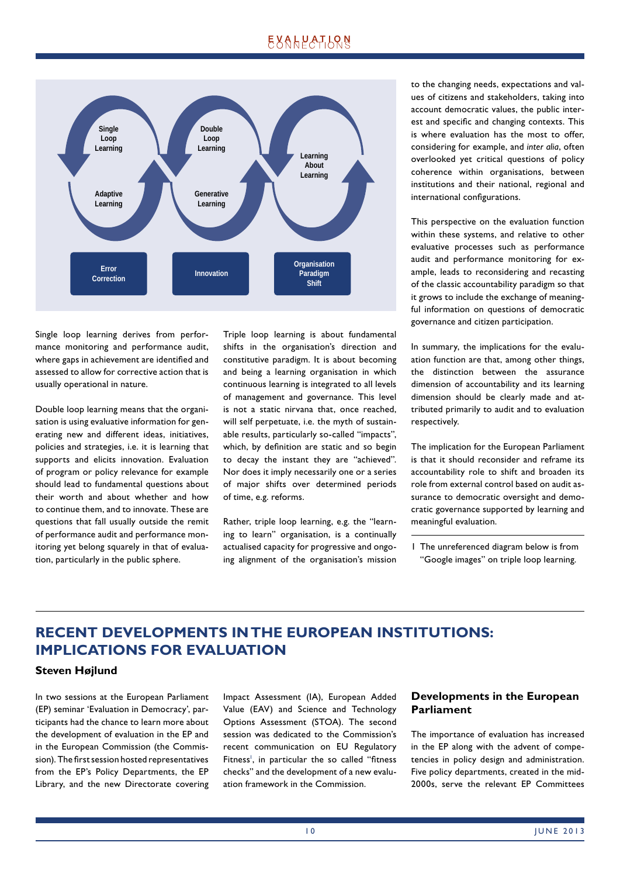Single Loop Learning

Adaptive Learning

Error Correction

Double Loop Learning

Generative Learning

Innovation

Learning About Learning

Organisation Paradigm Shift

Single loop learning derives from performance monitoring and performance audit, where gaps in achievement are identified and assessed to allow for corrective action that is usually operational in nature.

Double loop learning means that the organisation is using evaluative information for generating new and different ideas, initiatives, policies and strategies, i.e. it is learning that supports and elicits innovation. Evaluation of program or policy relevance for example should lead to fundamental questions about their worth and about whether and how to continue them, and to innovate. These are questions that fall usually outside the remit of performance audit and performance monitoring yet belong squarely in that of evaluation, particularly in the public sphere.

Triple loop learning is about fundamental shifts in the organisation's direction and constitutive paradigm. It is about becoming and being a learning organisation in which continuous learning is integrated to all levels of management and governance. This level is not a static nirvana that, once reached, will self perpetuate, i.e. the myth of sustainable results, particularly so-called "impacts", which, by definition are static and so begin to decay the instant they are "achieved". Nor does it imply necessarily one or a series of major shifts over determined periods of time, e.g. reforms.

Rather, triple loop learning, e.g. the "learning to learn" organisation, is a continually actualised capacity for progressive and ongoing alignment of the organisation's mission to the changing needs, expectations and values of citizens and stakeholders, taking into account democratic values, the public interest and specific and changing contexts. This is where evaluation has the most to offer, considering for example, and *inter alia*, often overlooked yet critical questions of policy coherence within organisations, between institutions and their national, regional and international configurations.

This perspective on the evaluation function within these systems, and relative to other evaluative processes such as performance audit and performance monitoring for example, leads to reconsidering and recasting of the classic accountability paradigm so that it grows to include the exchange of meaningful information on questions of democratic governance and citizen participation.

In summary, the implications for the evaluation function are that, among other things, the distinction between the assurance dimension of accountability and its learning dimension should be clearly made and attributed primarily to audit and to evaluation respectively.

The implication for the European Parliament is that it should reconsider and reframe its accountability role to shift and broaden its role from external control based on audit assurance to democratic oversight and democratic governance supported by learning and meaningful evaluation.

---

1 The unreferenced diagram below is from "Google images" on triple loop learning.

## RECENT DEVELOPMENTS IN THE EUROPEAN INSTITUTIONS: IMPLICATIONS FOR EVALUATION

**Steven Højlund**

In two sessions at the European Parliament (EP) seminar 'Evaluation in Democracy', participants had the chance to learn more about the development of evaluation in the EP and in the European Commission (the Commission). The first session hosted representatives from the EP's Policy Departments, the EP Library, and the new Directorate covering Impact Assessment (IA), European Added Value (EAV) and Science and Technology Options Assessment (STOA). The second session was dedicated to the Commission's recent communication on EU Regulatory Fitness[1], in particular the so called "fitness checks" and the development of a new evaluation framework in the Commission.

### Developments in the European Parliament

The importance of evaluation has increased in the EP along with the advent of competencies in policy design and administration. Five policy departments, created in the mid-2000s, serve the relevant EP Committees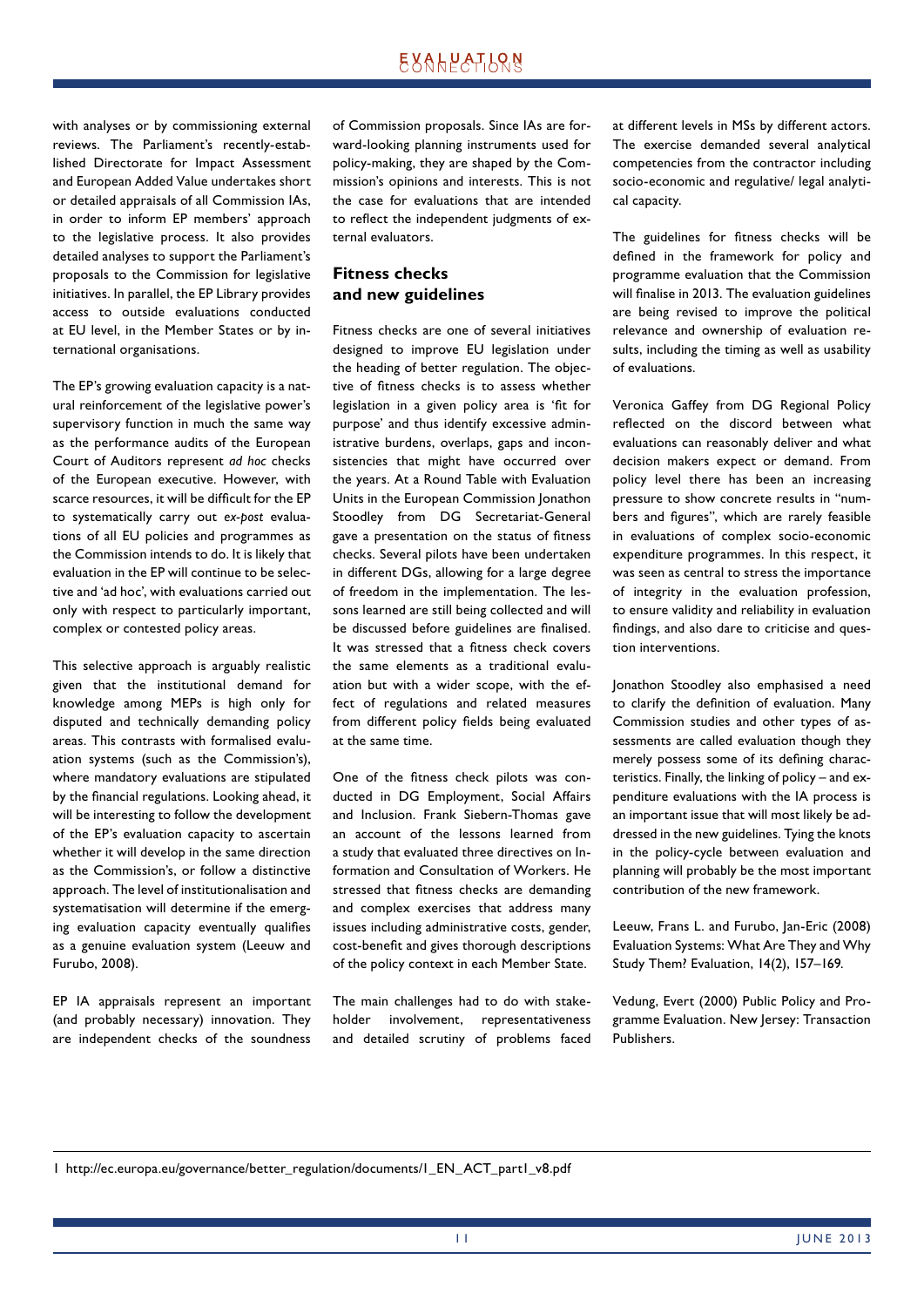with analyses or by commissioning external reviews. The Parliament's recently-established Directorate for Impact Assessment and European Added Value undertakes short or detailed appraisals of all Commission IAs, in order to inform EP members' approach to the legislative process. It also provides detailed analyses to support the Parliament's proposals to the Commission for legislative initiatives. In parallel, the EP Library provides access to outside evaluations conducted at EU level, in the Member States or by international organisations.

The EP's growing evaluation capacity is a natural reinforcement of the legislative power's supervisory function in much the same way as the performance audits of the European Court of Auditors represent *ad hoc* checks of the European executive. However, with scarce resources, it will be difficult for the EP to systematically carry out *ex-post* evaluations of all EU policies and programmes as the Commission intends to do. It is likely that evaluation in the EP will continue to be selective and 'ad hoc', with evaluations carried out only with respect to particularly important, complex or contested policy areas.

This selective approach is arguably realistic given that the institutional demand for knowledge among MEPs is high only for disputed and technically demanding policy areas. This contrasts with formalised evaluation systems (such as the Commission's), where mandatory evaluations are stipulated by the financial regulations. Looking ahead, it will be interesting to follow the development of the EP's evaluation capacity to ascertain whether it will develop in the same direction as the Commission's, or follow a distinctive approach. The level of institutionalisation and systematisation will determine if the emerging evaluation capacity eventually qualifies as a genuine evaluation system (Leeuw and Furubo, 2008).

EP IA appraisals represent an important (and probably necessary) innovation. They are independent checks of the soundness of Commission proposals. Since IAs are forward-looking planning instruments used for policy-making, they are shaped by the Commission's opinions and interests. This is not the case for evaluations that are intended to reflect the independent judgments of external evaluators.

## Fitness checks and new guidelines

Fitness checks are one of several initiatives designed to improve EU legislation under the heading of better regulation. The objective of fitness checks is to assess whether legislation in a given policy area is 'fit for purpose' and thus identify excessive administrative burdens, overlaps, gaps and inconsistencies that might have occurred over the years. At a Round Table with Evaluation Units in the European Commission Jonathon Stoodley from DG Secretariat-General gave a presentation on the status of fitness checks. Several pilots have been undertaken in different DGs, allowing for a large degree of freedom in the implementation. The lessons learned are still being collected and will be discussed before guidelines are finalised. It was stressed that a fitness check covers the same elements as a traditional evaluation but with a wider scope, with the effect of regulations and related measures from different policy fields being evaluated at the same time.

One of the fitness check pilots was conducted in DG Employment, Social Affairs and Inclusion. Frank Siebern-Thomas gave an account of the lessons learned from a study that evaluated three directives on Information and Consultation of Workers. He stressed that fitness checks are demanding and complex exercises that address many issues including administrative costs, gender, cost-benefit and gives thorough descriptions of the policy context in each Member State.

The main challenges had to do with stakeholder involvement, representativeness and detailed scrutiny of problems faced at different levels in MSs by different actors. The exercise demanded several analytical competencies from the contractor including socio-economic and regulative/ legal analytical capacity.

The guidelines for fitness checks will be defined in the framework for policy and programme evaluation that the Commission will finalise in 2013. The evaluation guidelines are being revised to improve the political relevance and ownership of evaluation results, including the timing as well as usability of evaluations.

Veronica Gaffey from DG Regional Policy reflected on the discord between what evaluations can reasonably deliver and what decision makers expect or demand. From policy level there has been an increasing pressure to show concrete results in "numbers and figures", which are rarely feasible in evaluations of complex socio-economic expenditure programmes. In this respect, it was seen as central to stress the importance of integrity in the evaluation profession, to ensure validity and reliability in evaluation findings, and also dare to criticise and question interventions.

Jonathon Stoodley also emphasised a need to clarify the definition of evaluation. Many Commission studies and other types of assessments are called evaluation though they merely possess some of its defining characteristics. Finally, the linking of policy – and expenditure evaluations with the IA process is an important issue that will most likely be addressed in the new guidelines. Tying the knots in the policy-cycle between evaluation and planning will probably be the most important contribution of the new framework.

Leeuw, Frans L. and Furubo, Jan-Eric (2008) Evaluation Systems: What Are They and Why Study Them? Evaluation, 14(2), 157–169.

Vedung, Evert (2000) Public Policy and Programme Evaluation. New Jersey: Transaction Publishers.

---

1 http://ec.europa.eu/governance/better_regulation/documents/1_EN_ACT_part1_v8.pdf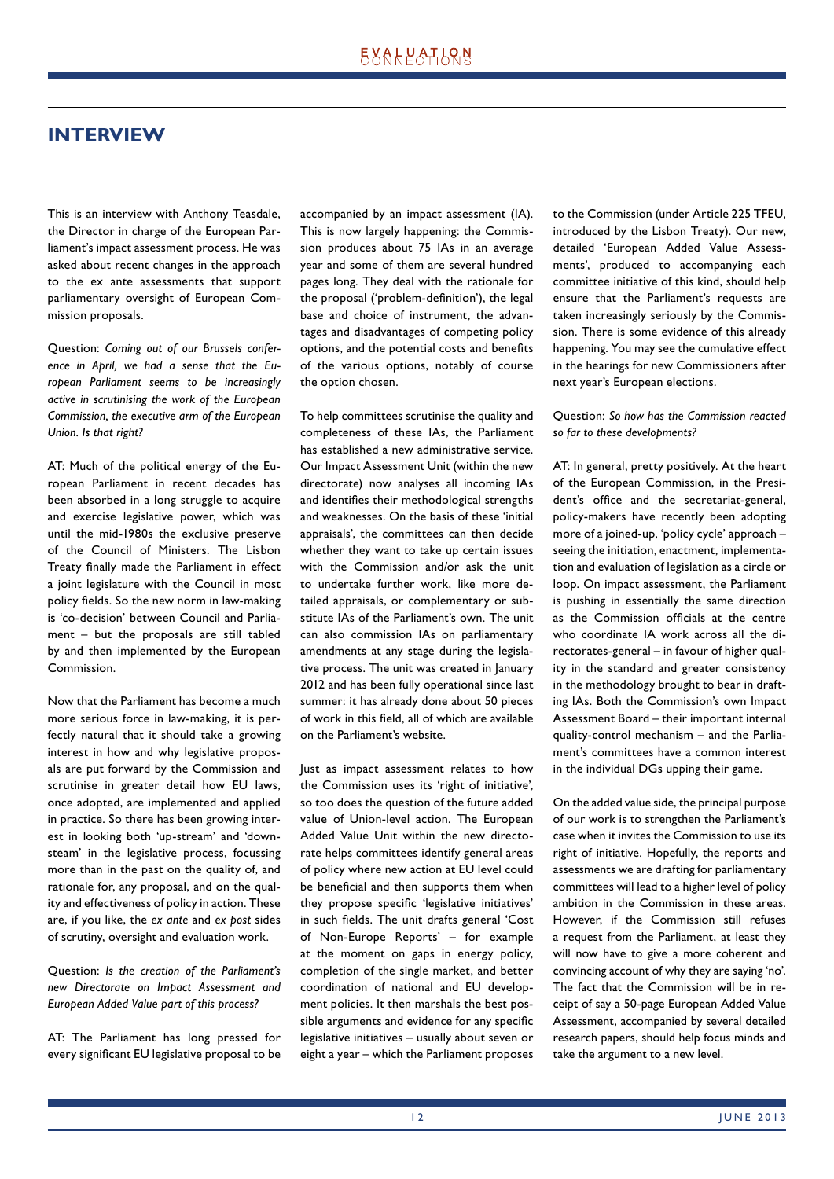# INTERVIEW

This is an interview with Anthony Teasdale, the Director in charge of the European Parliament's impact assessment process. He was asked about recent changes in the approach to the ex ante assessments that support parliamentary oversight of European Commission proposals.

Question: *Coming out of our Brussels conference in April, we had a sense that the European Parliament seems to be increasingly active in scrutinising the work of the European Commission, the executive arm of the European Union. Is that right?*

AT: Much of the political energy of the European Parliament in recent decades has been absorbed in a long struggle to acquire and exercise legislative power, which was until the mid-1980s the exclusive preserve of the Council of Ministers. The Lisbon Treaty finally made the Parliament in effect a joint legislature with the Council in most policy fields. So the new norm in law-making is 'co-decision' between Council and Parliament – but the proposals are still tabled by and then implemented by the European Commission.

Now that the Parliament has become a much more serious force in law-making, it is perfectly natural that it should take a growing interest in how and why legislative proposals are put forward by the Commission and scrutinise in greater detail how EU laws, once adopted, are implemented and applied in practice. So there has been growing interest in looking both 'up-stream' and 'down-steam' in the legislative process, focussing more than in the past on the quality of, and rationale for, any proposal, and on the quality and effectiveness of policy in action. These are, if you like, the *ex ante* and *ex post* sides of scrutiny, oversight and evaluation work.

Question: *Is the creation of the Parliament's new Directorate on Impact Assessment and European Added Value part of this process?*

AT: The Parliament has long pressed for every significant EU legislative proposal to be accompanied by an impact assessment (IA). This is now largely happening: the Commission produces about 75 IAs in an average year and some of them are several hundred pages long. They deal with the rationale for the proposal ('problem-definition'), the legal base and choice of instrument, the advantages and disadvantages of competing policy options, and the potential costs and benefits of the various options, notably of course the option chosen.

To help committees scrutinise the quality and completeness of these IAs, the Parliament has established a new administrative service. Our Impact Assessment Unit (within the new directorate) now analyses all incoming IAs and identifies their methodological strengths and weaknesses. On the basis of these 'initial appraisals', the committees can then decide whether they want to take up certain issues with the Commission and/or ask the unit to undertake further work, like more detailed appraisals, or complementary or substitute IAs of the Parliament's own. The unit can also commission IAs on parliamentary amendments at any stage during the legislative process. The unit was created in January 2012 and has been fully operational since last summer: it has already done about 50 pieces of work in this field, all of which are available on the Parliament's website.

Just as impact assessment relates to how the Commission uses its 'right of initiative', so too does the question of the future added value of Union-level action. The European Added Value Unit within the new directorate helps committees identify general areas of policy where new action at EU level could be beneficial and then supports them when they propose specific 'legislative initiatives' in such fields. The unit drafts general 'Cost of Non-Europe Reports' – for example at the moment on gaps in energy policy, completion of the single market, and better coordination of national and EU development policies. It then marshals the best possible arguments and evidence for any specific legislative initiatives – usually about seven or eight a year – which the Parliament proposes to the Commission (under Article 225 TFEU, introduced by the Lisbon Treaty). Our new, detailed 'European Added Value Assessments', produced to accompanying each committee initiative of this kind, should help ensure that the Parliament's requests are taken increasingly seriously by the Commission. There is some evidence of this already happening. You may see the cumulative effect in the hearings for new Commissioners after next year's European elections.

Question: *So how has the Commission reacted so far to these developments?*

AT: In general, pretty positively. At the heart of the European Commission, in the President's office and the secretariat-general, policy-makers have recently been adopting more of a joined-up, 'policy cycle' approach – seeing the initiation, enactment, implementation and evaluation of legislation as a circle or loop. On impact assessment, the Parliament is pushing in essentially the same direction as the Commission officials at the centre who coordinate IA work across all the directorates-general – in favour of higher quality in the standard and greater consistency in the methodology brought to bear in drafting IAs. Both the Commission's own Impact Assessment Board – their important internal quality-control mechanism – and the Parliament's committees have a common interest in the individual DGs upping their game.

On the added value side, the principal purpose of our work is to strengthen the Parliament's case when it invites the Commission to use its right of initiative. Hopefully, the reports and assessments we are drafting for parliamentary committees will lead to a higher level of policy ambition in the Commission in these areas. However, if the Commission still refuses a request from the Parliament, at least they will now have to give a more coherent and convincing account of why they are saying 'no'. The fact that the Commission will be in receipt of say a 50-page European Added Value Assessment, accompanied by several detailed research papers, should help focus minds and take the argument to a new level.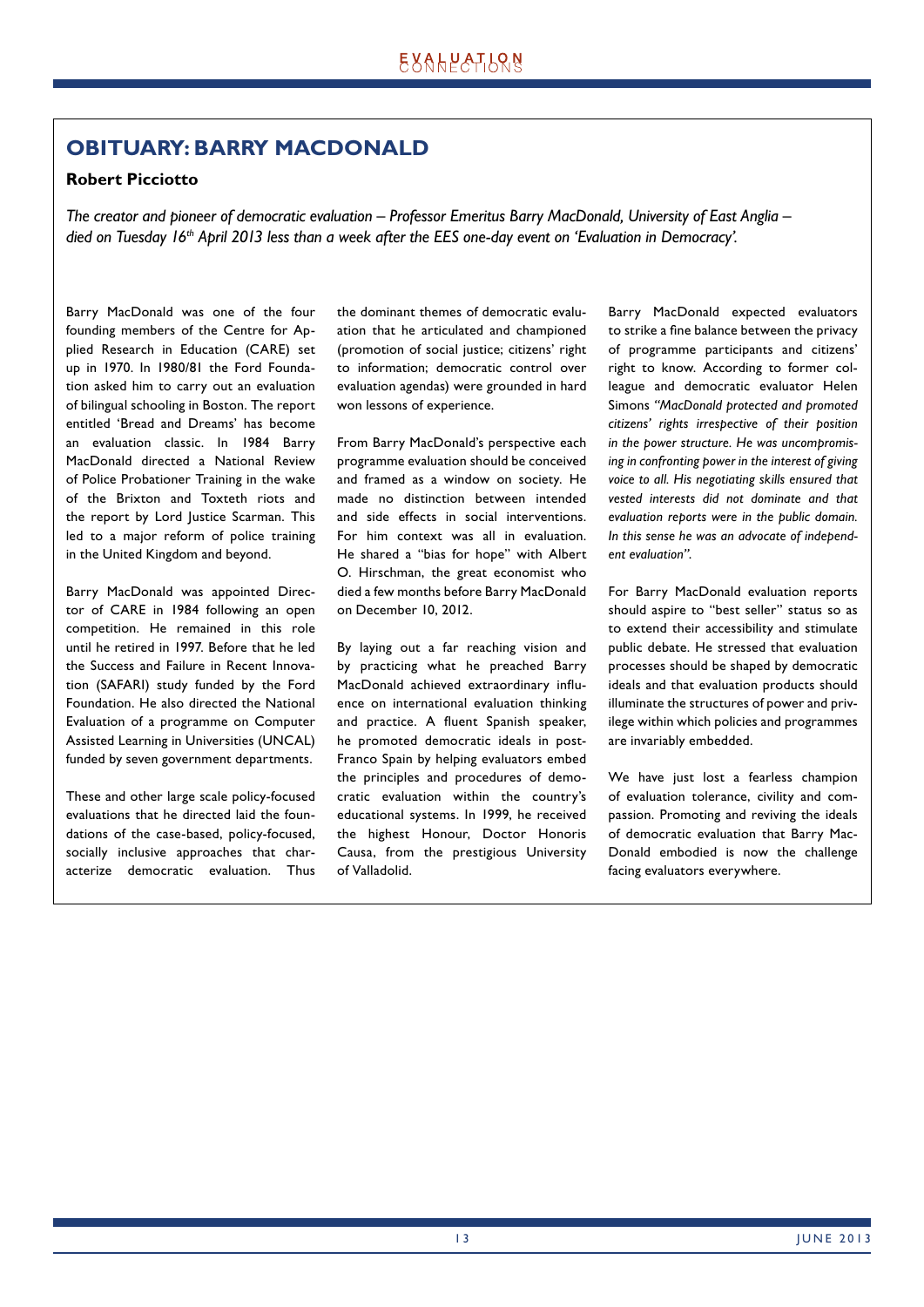## OBITUARY: BARRY MACDONALD

**Robert Picciotto**

*The creator and pioneer of democratic evaluation – Professor Emeritus Barry MacDonald, University of East Anglia – died on Tuesday 16th April 2013 less than a week after the EES one-day event on 'Evaluation in Democracy'.*

Barry MacDonald was one of the four founding members of the Centre for Applied Research in Education (CARE) set up in 1970. In 1980/81 the Ford Foundation asked him to carry out an evaluation of bilingual schooling in Boston. The report entitled 'Bread and Dreams' has become an evaluation classic. In 1984 Barry MacDonald directed a National Review of Police Probationer Training in the wake of the Brixton and Toxteth riots and the report by Lord Justice Scarman. This led to a major reform of police training in the United Kingdom and beyond.

Barry MacDonald was appointed Director of CARE in 1984 following an open competition. He remained in this role until he retired in 1997. Before that he led the Success and Failure in Recent Innovation (SAFARI) study funded by the Ford Foundation. He also directed the National Evaluation of a programme on Computer Assisted Learning in Universities (UNCAL) funded by seven government departments.

These and other large scale policy-focused evaluations that he directed laid the foundations of the case-based, policy-focused, socially inclusive approaches that characterize democratic evaluation. Thus the dominant themes of democratic evaluation that he articulated and championed (promotion of social justice; citizens' right to information; democratic control over evaluation agendas) were grounded in hard won lessons of experience.

From Barry MacDonald's perspective each programme evaluation should be conceived and framed as a window on society. He made no distinction between intended and side effects in social interventions. For him context was all in evaluation. He shared a "bias for hope" with Albert O. Hirschman, the great economist who died a few months before Barry MacDonald on December 10, 2012.

By laying out a far reaching vision and by practicing what he preached Barry MacDonald achieved extraordinary influence on international evaluation thinking and practice. A fluent Spanish speaker, he promoted democratic ideals in post-Franco Spain by helping evaluators embed the principles and procedures of democratic evaluation within the country's educational systems. In 1999, he received the highest Honour, Doctor Honoris Causa, from the prestigious University of Valladolid.

Barry MacDonald expected evaluators to strike a fine balance between the privacy of programme participants and citizens' right to know. According to former colleague and democratic evaluator Helen Simons *"MacDonald protected and promoted citizens' rights irrespective of their position in the power structure. He was uncompromising in confronting power in the interest of giving voice to all. His negotiating skills ensured that vested interests did not dominate and that evaluation reports were in the public domain. In this sense he was an advocate of independent evaluation".*

For Barry MacDonald evaluation reports should aspire to "best seller" status so as to extend their accessibility and stimulate public debate. He stressed that evaluation processes should be shaped by democratic ideals and that evaluation products should illuminate the structures of power and privilege within which policies and programmes are invariably embedded.

We have just lost a fearless champion of evaluation tolerance, civility and compassion. Promoting and reviving the ideals of democratic evaluation that Barry MacDonald embodied is now the challenge facing evaluators everywhere.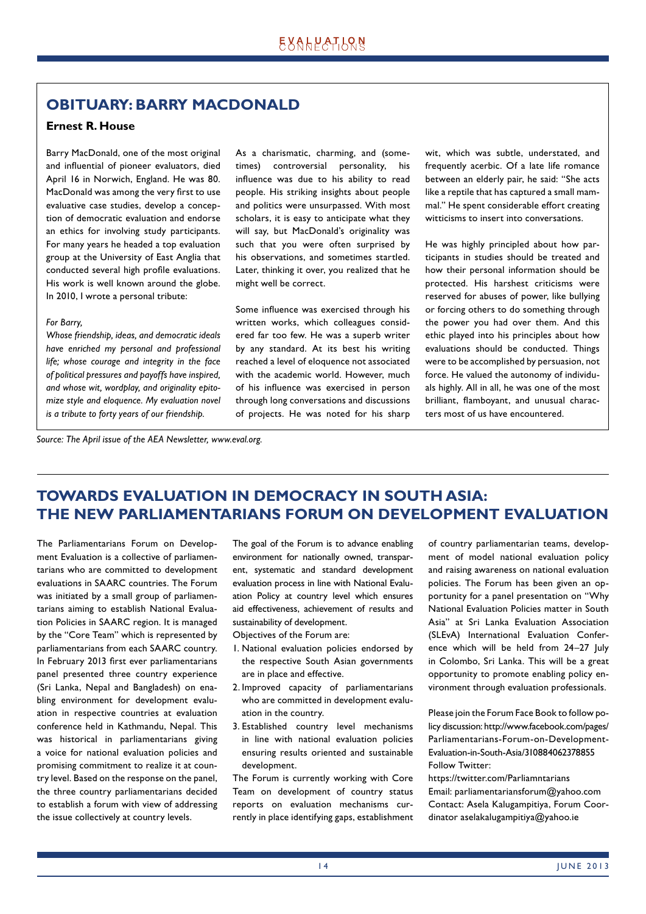## OBITUARY: BARRY MACDONALD

**Ernest R. House**

Barry MacDonald, one of the most original and influential of pioneer evaluators, died April 16 in Norwich, England. He was 80. MacDonald was among the very first to use evaluative case studies, develop a conception of democratic evaluation and endorse an ethics for involving study participants. For many years he headed a top evaluation group at the University of East Anglia that conducted several high profile evaluations. His work is well known around the globe. In 2010, I wrote a personal tribute:

*For Barry,*

*Whose friendship, ideas, and democratic ideals have enriched my personal and professional life; whose courage and integrity in the face of political pressures and payoffs have inspired, and whose wit, wordplay, and originality epitomize style and eloquence. My evaluation novel is a tribute to forty years of our friendship.*

As a charismatic, charming, and (sometimes) controversial personality, his influence was due to his ability to read people. His striking insights about people and politics were unsurpassed. With most scholars, it is easy to anticipate what they will say, but MacDonald's originality was such that you were often surprised by his observations, and sometimes startled. Later, thinking it over, you realized that he might well be correct.

Some influence was exercised through his written works, which colleagues considered far too few. He was a superb writer by any standard. At its best his writing reached a level of eloquence not associated with the academic world. However, much of his influence was exercised in person through long conversations and discussions of projects. He was noted for his sharp wit, which was subtle, understated, and frequently acerbic. Of a late life romance between an elderly pair, he said: "She acts like a reptile that has captured a small mammal." He spent considerable effort creating witticisms to insert into conversations.

He was highly principled about how participants in studies should be treated and how their personal information should be protected. His harshest criticisms were reserved for abuses of power, like bullying or forcing others to do something through the power you had over them. And this ethic played into his principles about how evaluations should be conducted. Things were to be accomplished by persuasion, not force. He valued the autonomy of individuals highly. All in all, he was one of the most brilliant, flamboyant, and unusual characters most of us have encountered.

*Source: The April issue of the AEA Newsletter, www.eval.org.*

## TOWARDS EVALUATION IN DEMOCRACY IN SOUTH ASIA: THE NEW PARLIAMENTARIANS FORUM ON DEVELOPMENT EVALUATION

The Parliamentarians Forum on Development Evaluation is a collective of parliamentarians who are committed to development evaluations in SAARC countries. The Forum was initiated by a small group of parliamentarians aiming to establish National Evaluation Policies in SAARC region. It is managed by the "Core Team" which is represented by parliamentarians from each SAARC country. In February 2013 first ever parliamentarians panel presented three country experience (Sri Lanka, Nepal and Bangladesh) on enabling environment for development evaluation in respective countries at evaluation conference held in Kathmandu, Nepal. This was historical in parliamentarians giving a voice for national evaluation policies and promising commitment to realize it at country level. Based on the response on the panel, the three country parliamentarians decided to establish a forum with view of addressing the issue collectively at country levels.

The goal of the Forum is to advance enabling environment for nationally owned, transparent, systematic and standard development evaluation process in line with National Evaluation Policy at country level which ensures aid effectiveness, achievement of results and sustainability of development.

Objectives of the Forum are:

1. National evaluation policies endorsed by the respective South Asian governments are in place and effective.
2. Improved capacity of parliamentarians who are committed in development evaluation in the country.
3. Established country level mechanisms in line with national evaluation policies ensuring results oriented and sustainable development.

The Forum is currently working with Core Team on development of country status reports on evaluation mechanisms currently in place identifying gaps, establishment of country parliamentarian teams, development of model national evaluation policy and raising awareness on national evaluation policies. The Forum has been given an opportunity for a panel presentation on "Why National Evaluation Policies matter in South Asia" at Sri Lanka Evaluation Association (SLEvA) International Evaluation Conference which will be held from 24–27 July in Colombo, Sri Lanka. This will be a great opportunity to promote enabling policy environment through evaluation professionals.

Please join the Forum Face Book to follow policy discussion: http://www.facebook.com/pages/Parliamentarians-Forum-on-Development-Evaluation-in-South-Asia/310884062378855

Follow Twitter:
https://twitter.com/Parliamntarians

Email: parliamentariansforum@yahoo.com

Contact: Asela Kalugampitiya, Forum Coordinator aselakalugampitiya@yahoo.ie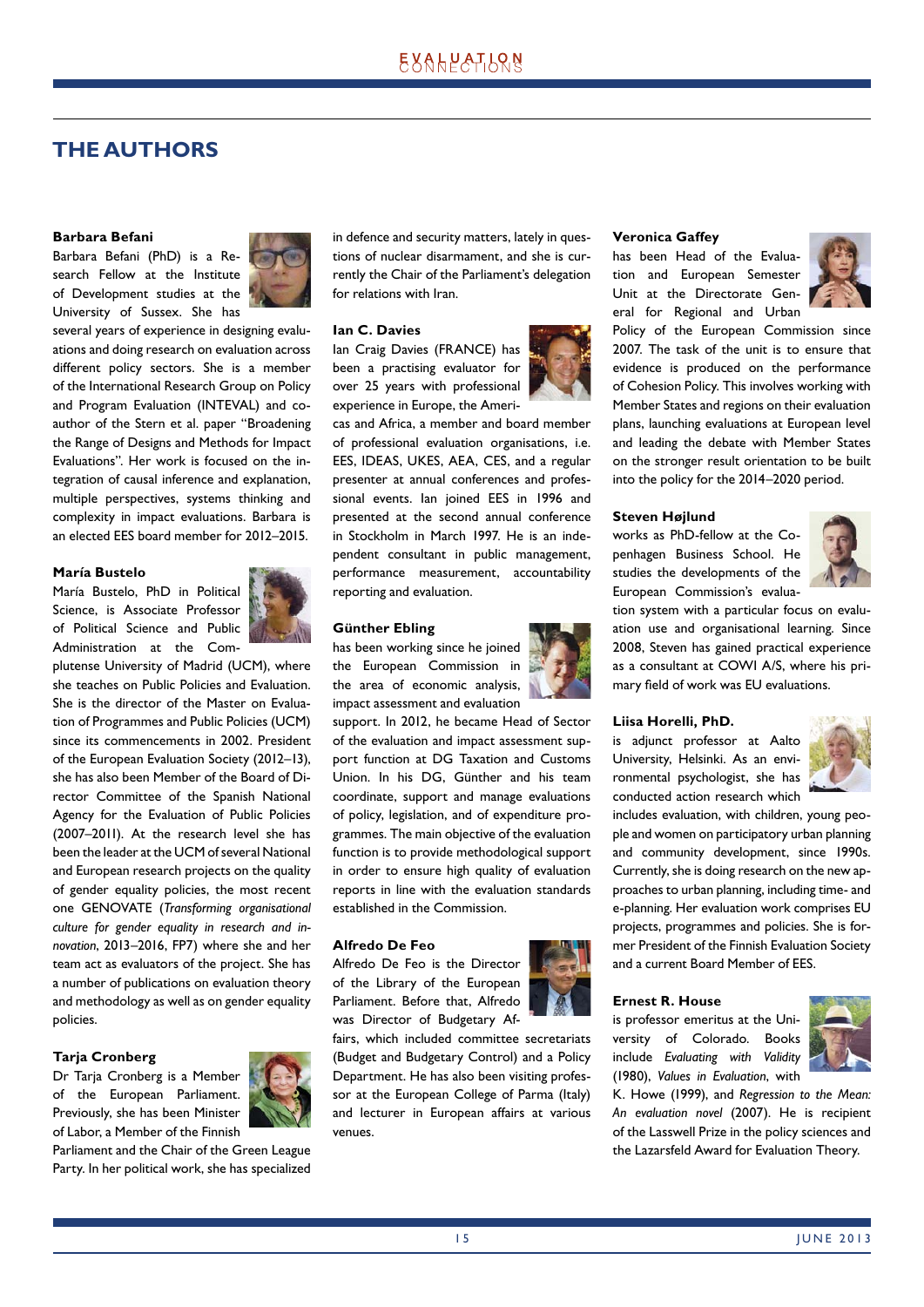## THE AUTHORS

**Barbara Befani**

Barbara Befani (PhD) is a Research Fellow at the Institute of Development studies at the University of Sussex. She has several years of experience in designing evaluations and doing research on evaluation across different policy sectors. She is a member of the International Research Group on Policy and Program Evaluation (INTEVAL) and co-author of the Stern et al. paper "Broadening the Range of Designs and Methods for Impact Evaluations". Her work is focused on the integration of causal inference and explanation, multiple perspectives, systems thinking and complexity in impact evaluations. Barbara is an elected EES board member for 2012–2015.

**María Bustelo**

María Bustelo, PhD in Political Science, is Associate Professor of Political Science and Public Administration at the Complutense University of Madrid (UCM), where she teaches on Public Policies and Evaluation. She is the director of the Master on Evaluation of Programmes and Public Policies (UCM) since its commencements in 2002. President of the European Evaluation Society (2012–13), she has also been Member of the Board of Director Committee of the Spanish National Agency for the Evaluation of Public Policies (2007–2011). At the research level she has been the leader at the UCM of several National and European research projects on the quality of gender equality policies, the most recent one GENOVATE (*Transforming organisational culture for gender equality in research and innovation*, 2013–2016, FP7) where she and her team act as evaluators of the project. She has a number of publications on evaluation theory and methodology as well as on gender equality policies.

**Tarja Cronberg**

Dr Tarja Cronberg is a Member of the European Parliament. Previously, she has been Minister of Labor, a Member of the Finnish Parliament and the Chair of the Green League Party. In her political work, she has specialized in defence and security matters, lately in questions of nuclear disarmament, and she is currently the Chair of the Parliament's delegation for relations with Iran.

**Ian C. Davies**

Ian Craig Davies (FRANCE) has been a practising evaluator for over 25 years with professional experience in Europe, the Americas and Africa, a member and board member of professional evaluation organisations, i.e. EES, IDEAS, UKES, AEA, CES, and a regular presenter at annual conferences and professional events. Ian joined EES in 1996 and presented at the second annual conference in Stockholm in March 1997. He is an independent consultant in public management, performance measurement, accountability reporting and evaluation.

**Günther Ebling**

has been working since he joined the European Commission in the area of economic analysis, impact assessment and evaluation support. In 2012, he became Head of Sector of the evaluation and impact assessment support function at DG Taxation and Customs Union. In his DG, Günther and his team coordinate, support and manage evaluations of policy, legislation, and of expenditure programmes. The main objective of the evaluation function is to provide methodological support in order to ensure high quality of evaluation reports in line with the evaluation standards established in the Commission.

**Alfredo De Feo**

Alfredo De Feo is the Director of the Library of the European Parliament. Before that, Alfredo was Director of Budgetary Affairs, which included committee secretariats (Budget and Budgetary Control) and a Policy Department. He has also been visiting professor at the European College of Parma (Italy) and lecturer in European affairs at various venues.

**Veronica Gaffey**

has been Head of the Evaluation and European Semester Unit at the Directorate General for Regional and Urban Policy of the European Commission since 2007. The task of the unit is to ensure that evidence is produced on the performance of Cohesion Policy. This involves working with Member States and regions on their evaluation plans, launching evaluations at European level and leading the debate with Member States on the stronger result orientation to be built into the policy for the 2014–2020 period.

**Steven Højlund**

works as PhD-fellow at the Copenhagen Business School. He studies the developments of the European Commission's evaluation system with a particular focus on evaluation use and organisational learning. Since 2008, Steven has gained practical experience as a consultant at COWI A/S, where his primary field of work was EU evaluations.

**Liisa Horelli, PhD.**

is adjunct professor at Aalto University, Helsinki. As an environmental psychologist, she has conducted action research which includes evaluation, with children, young people and women on participatory urban planning and community development, since 1990s. Currently, she is doing research on the new approaches to urban planning, including time- and e-planning. Her evaluation work comprises EU projects, programmes and policies. She is former President of the Finnish Evaluation Society and a current Board Member of EES.

**Ernest R. House**

is professor emeritus at the University of Colorado. Books include *Evaluating with Validity* (1980), *Values in Evaluation*, with K. Howe (1999), and *Regression to the Mean: An evaluation novel* (2007). He is recipient of the Lasswell Prize in the policy sciences and the Lazarsfeld Award for Evaluation Theory.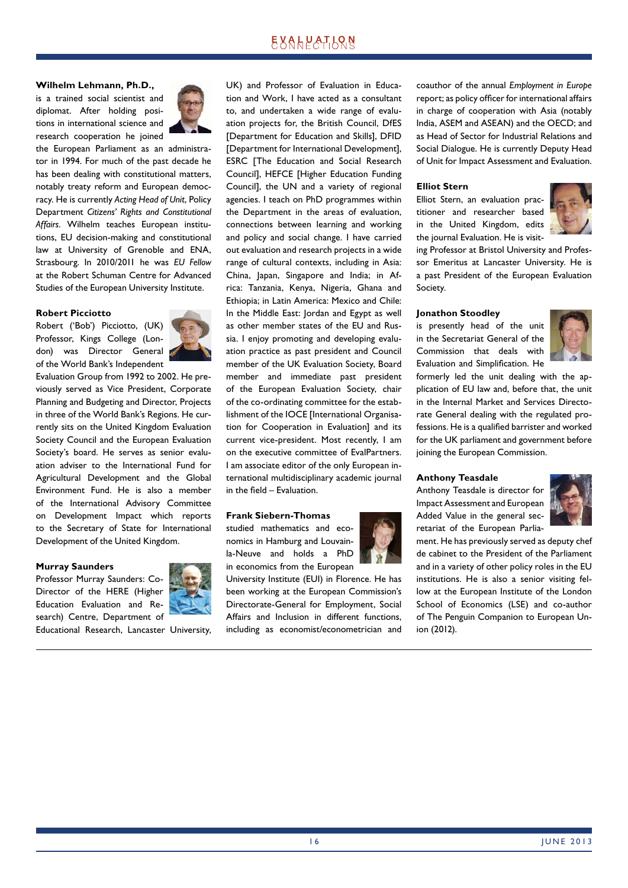**Wilhelm Lehmann, Ph.D.,**

is a trained social scientist and diplomat. After holding positions in international science and research cooperation he joined the European Parliament as an administrator in 1994. For much of the past decade he has been dealing with constitutional matters, notably treaty reform and European democracy. He is currently *Acting Head of Unit*, Policy Department *Citizens' Rights and Constitutional Affairs*. Wilhelm teaches European institutions, EU decision-making and constitutional law at University of Grenoble and ENA, Strasbourg. In 2010/2011 he was *EU Fellow* at the Robert Schuman Centre for Advanced Studies of the European University Institute.

**Robert Picciotto**

Robert ('Bob') Picciotto, (UK) Professor, Kings College (London) was Director General of the World Bank's Independent Evaluation Group from 1992 to 2002. He previously served as Vice President, Corporate Planning and Budgeting and Director, Projects in three of the World Bank's Regions. He currently sits on the United Kingdom Evaluation Society Council and the European Evaluation Society's board. He serves as senior evaluation adviser to the International Fund for Agricultural Development and the Global Environment Fund. He is also a member of the International Advisory Committee on Development Impact which reports to the Secretary of State for International Development of the United Kingdom.

**Murray Saunders**

Professor Murray Saunders: Co-Director of the HERE (Higher Education Evaluation and Research) Centre, Department of Educational Research, Lancaster University, UK) and Professor of Evaluation in Education and Work, I have acted as a consultant to, and undertaken a wide range of evaluation projects for, the British Council, DfES [Department for Education and Skills], DFID [Department for International Development], ESRC [The Education and Social Research Council], HEFCE [Higher Education Funding Council], the UN and a variety of regional agencies. I teach on PhD programmes within the Department in the areas of evaluation, connections between learning and working and policy and social change. I have carried out evaluation and research projects in a wide range of cultural contexts, including in Asia: China, Japan, Singapore and India; in Africa: Tanzania, Kenya, Nigeria, Ghana and Ethiopia; in Latin America: Mexico and Chile: In the Middle East: Jordan and Egypt as well as other member states of the EU and Russia. I enjoy promoting and developing evaluation practice as past president and Council member of the UK Evaluation Society, Board member and immediate past president of the European Evaluation Society, chair of the co-ordinating committee for the establishment of the IOCE [International Organisation for Cooperation in Evaluation] and its current vice-president. Most recently, I am on the executive committee of EvalPartners. I am associate editor of the only European international multidisciplinary academic journal in the field – Evaluation.

**Frank Siebern-Thomas**

studied mathematics and economics in Hamburg and Louvain-la-Neuve and holds a PhD in economics from the European University Institute (EUI) in Florence. He has been working at the European Commission's Directorate-General for Employment, Social Affairs and Inclusion in different functions, including as economist/econometrician and coauthor of the annual *Employment in Europe* report; as policy officer for international affairs in charge of cooperation with Asia (notably India, ASEM and ASEAN) and the OECD; and as Head of Sector for Industrial Relations and Social Dialogue. He is currently Deputy Head of Unit for Impact Assessment and Evaluation.

**Elliot Stern**

Elliot Stern, an evaluation practitioner and researcher based in the United Kingdom, edits the journal Evaluation. He is visiting Professor at Bristol University and Professor Emeritus at Lancaster University. He is a past President of the European Evaluation Society.

**Jonathon Stoodley**

is presently head of the unit in the Secretariat General of the Commission that deals with Evaluation and Simplification. He formerly led the unit dealing with the application of EU law and, before that, the unit in the Internal Market and Services Directorate General dealing with the regulated professions. He is a qualified barrister and worked for the UK parliament and government before joining the European Commission.

**Anthony Teasdale**

Anthony Teasdale is director for Impact Assessment and European Added Value in the general secretariat of the European Parliament. He has previously served as deputy chef de cabinet to the President of the Parliament and in a variety of other policy roles in the EU institutions. He is also a senior visiting fellow at the European Institute of the London School of Economics (LSE) and co-author of The Penguin Companion to European Union (2012).